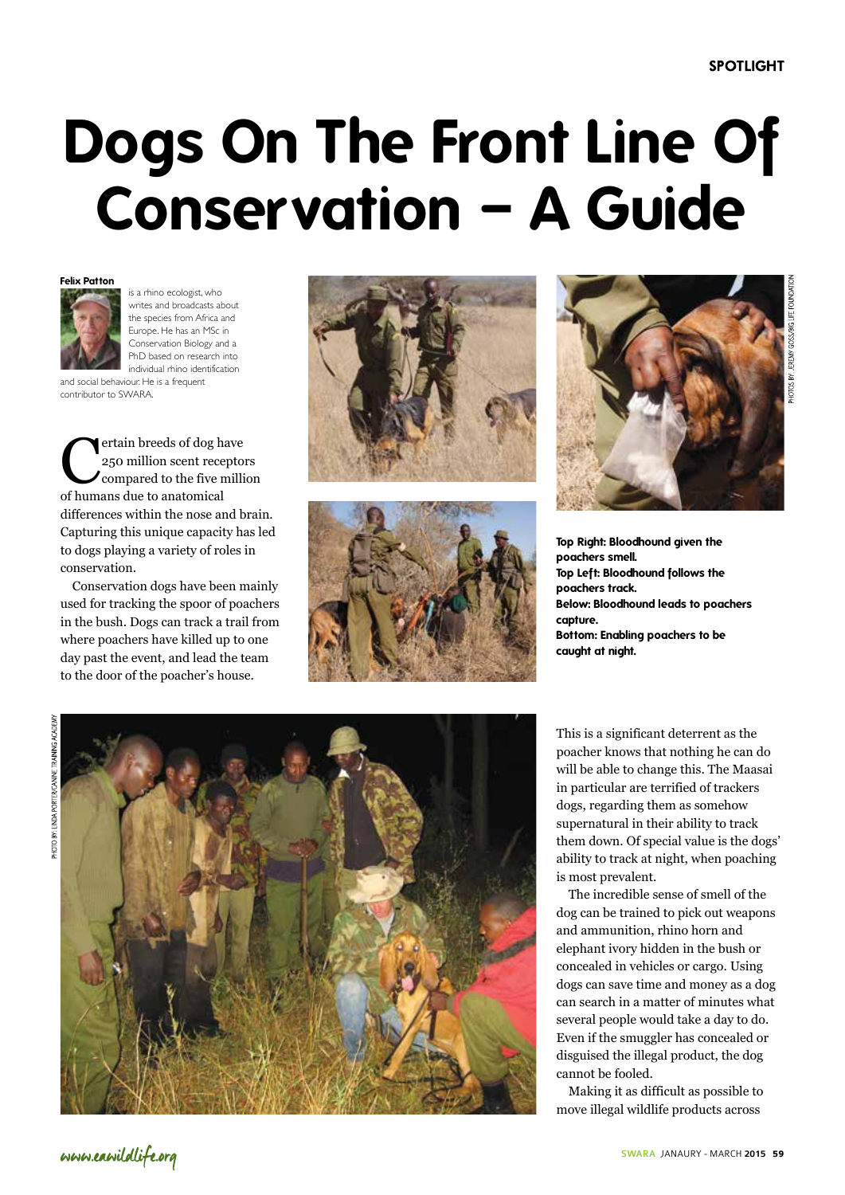# Dogs On The Front Line Of Conservation – A Guide

**Felix Patton** is a rhino ecologist, who writes and broadcasts about the species from Africa and Europe. He has an MSc in Conservation Biology and a PhD based on research into individual rhino identification and social behaviour. He is a frequent contributor to SWARA.

Certain breeds of dog have 250 million scent receptors compared to the five million of humans due to anatomical differences within the nose and brain. Capturing this unique capacity has led to dogs playing a variety of roles in conservation.

Conservation dogs have been mainly used for tracking the spoor of poachers in the bush. Dogs can track a trail from where poachers have killed up to one day past the event, and lead the team to the door of the poacher's house.

**Top Right: Bloodhound given the poachers smell.**
**Top Left: Bloodhound follows the poachers track.**
**Below: Bloodhound leads to poachers capture.**
**Bottom: Enabling poachers to be caught at night.**

PHOTOS BY: JEREMY GOSS/BIG LIFE FOUNDATION

PHOTO BY: LINDA PORTER/CANINE TRAINING ACADEMY

This is a significant deterrent as the poacher knows that nothing he can do will be able to change this. The Maasai in particular are terrified of trackers dogs, regarding them as somehow supernatural in their ability to track them down. Of special value is the dogs' ability to track at night, when poaching is most prevalent.

The incredible sense of smell of the dog can be trained to pick out weapons and ammunition, rhino horn and elephant ivory hidden in the bush or concealed in vehicles or cargo. Using dogs can save time and money as a dog can search in a matter of minutes what several people would take a day to do. Even if the smuggler has concealed or disguised the illegal product, the dog cannot be fooled.

Making it as difficult as possible to move illegal wildlife products across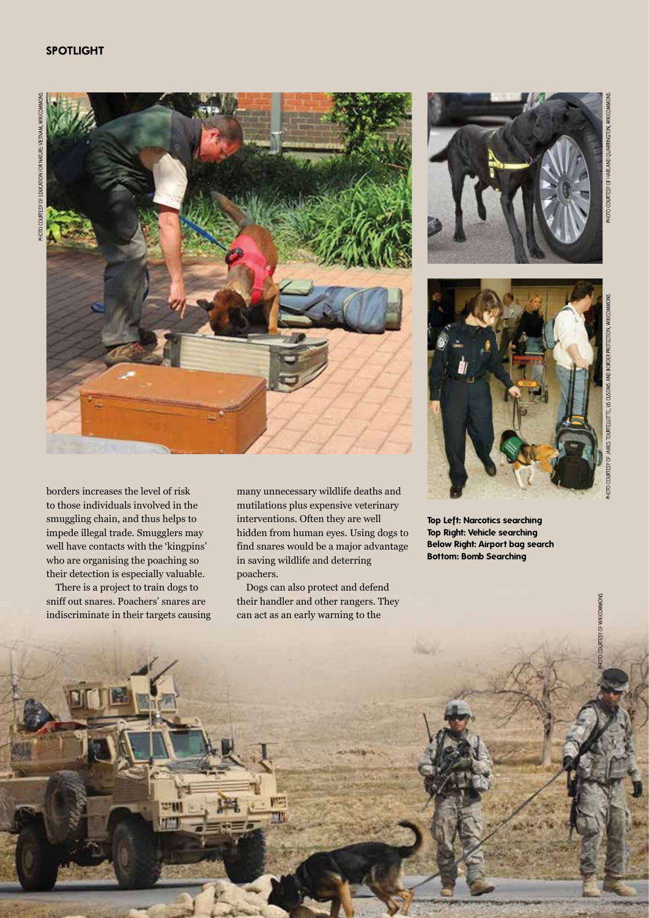borders increases the level of risk to those individuals involved in the smuggling chain, and thus helps to impede illegal trade. Smugglers may well have contacts with the 'kingpins' who are organising the poaching so their detection is especially valuable.

There is a project to train dogs to sniff out snares. Poachers' snares are indiscriminate in their targets causing many unnecessary wildlife deaths and mutilations plus expensive veterinary interventions. Often they are well hidden from human eyes. Using dogs to find snares would be a major advantage in saving wildlife and deterring poachers.

Dogs can also protect and defend their handler and other rangers. They can act as an early warning to the

**Top Left: Narcotics searching**
**Top Right: Vehicle searching**
**Below Right: Airport bag search**
**Bottom: Bomb Searching**

PHOTO COURTESY OF EDUCATION FOR NATURE-VIETNAM, WIKICOMMONS

PHOTO COURTESY OF HARLAND QUARRINGTON, WIKICOMMONS

PHOTO COURTESY OF JAMES TOURTELLOTTE, US CUSTOMS AND BORDER PROTECTION, WIKICOMMONS

PHOTO COURTESY OF WIKICOMMONS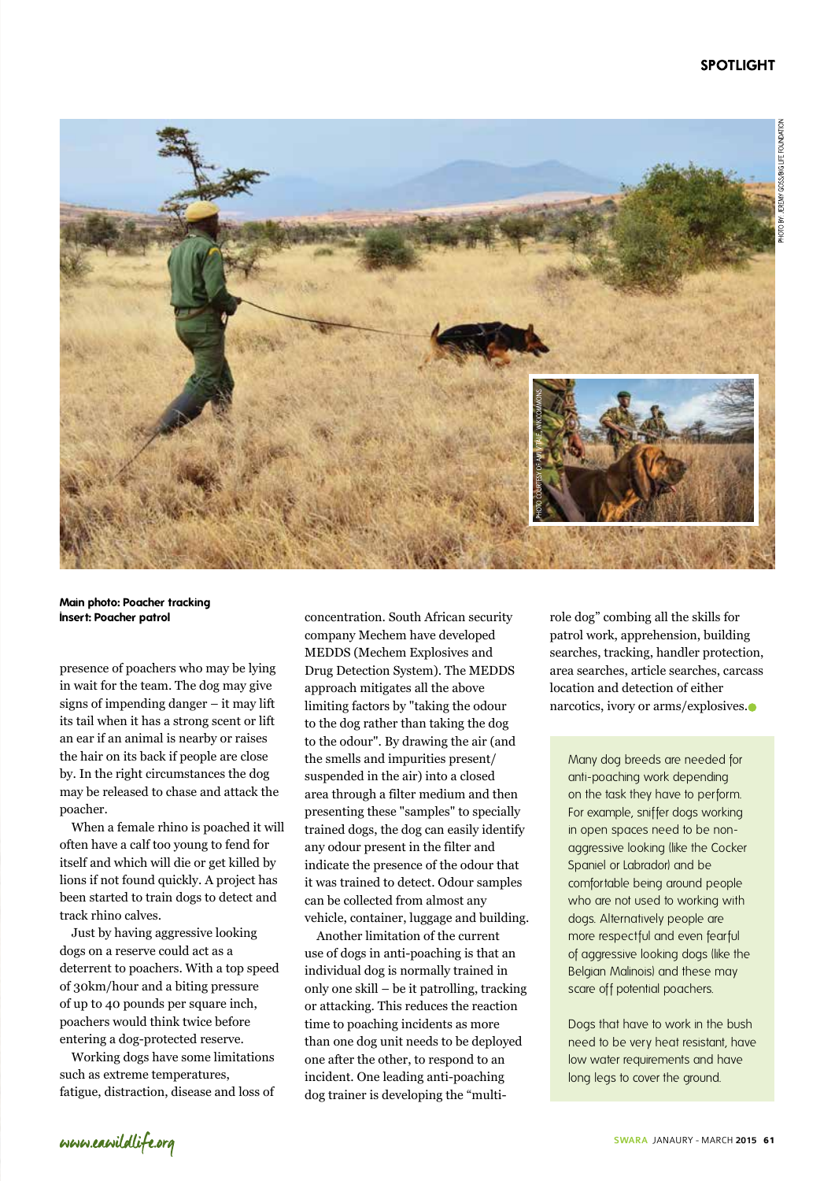**Main photo: Poacher tracking**
**Insert: Poacher patrol**

presence of poachers who may be lying in wait for the team. The dog may give signs of impending danger – it may lift its tail when it has a strong scent or lift an ear if an animal is nearby or raises the hair on its back if people are close by. In the right circumstances the dog may be released to chase and attack the poacher.

When a female rhino is poached it will often have a calf too young to fend for itself and which will die or get killed by lions if not found quickly. A project has been started to train dogs to detect and track rhino calves.

Just by having aggressive looking dogs on a reserve could act as a deterrent to poachers. With a top speed of 30km/hour and a biting pressure of up to 40 pounds per square inch, poachers would think twice before entering a dog-protected reserve.

Working dogs have some limitations such as extreme temperatures, fatigue, distraction, disease and loss of concentration. South African security company Mechem have developed MEDDS (Mechem Explosives and Drug Detection System). The MEDDS approach mitigates all the above limiting factors by "taking the odour to the dog rather than taking the dog to the odour". By drawing the air (and the smells and impurities present/suspended in the air) into a closed area through a filter medium and then presenting these "samples" to specially trained dogs, the dog can easily identify any odour present in the filter and indicate the presence of the odour that it was trained to detect. Odour samples can be collected from almost any vehicle, container, luggage and building.

Another limitation of the current use of dogs in anti-poaching is that an individual dog is normally trained in only one skill – be it patrolling, tracking or attacking. This reduces the reaction time to poaching incidents as more than one dog unit needs to be deployed one after the other, to respond to an incident. One leading anti-poaching dog trainer is developing the "multi-role dog" combing all the skills for patrol work, apprehension, building searches, tracking, handler protection, area searches, article searches, carcass location and detection of either narcotics, ivory or arms/explosives.

Many dog breeds are needed for anti-poaching work depending on the task they have to perform. For example, sniffer dogs working in open spaces need to be non-aggressive looking (like the Cocker Spaniel or Labrador) and be comfortable being around people who are not used to working with dogs. Alternatively people are more respectful and even fearful of aggressive looking dogs (like the Belgian Malinois) and these may scare off potential poachers.

Dogs that have to work in the bush need to be very heat resistant, have low water requirements and have long legs to cover the ground.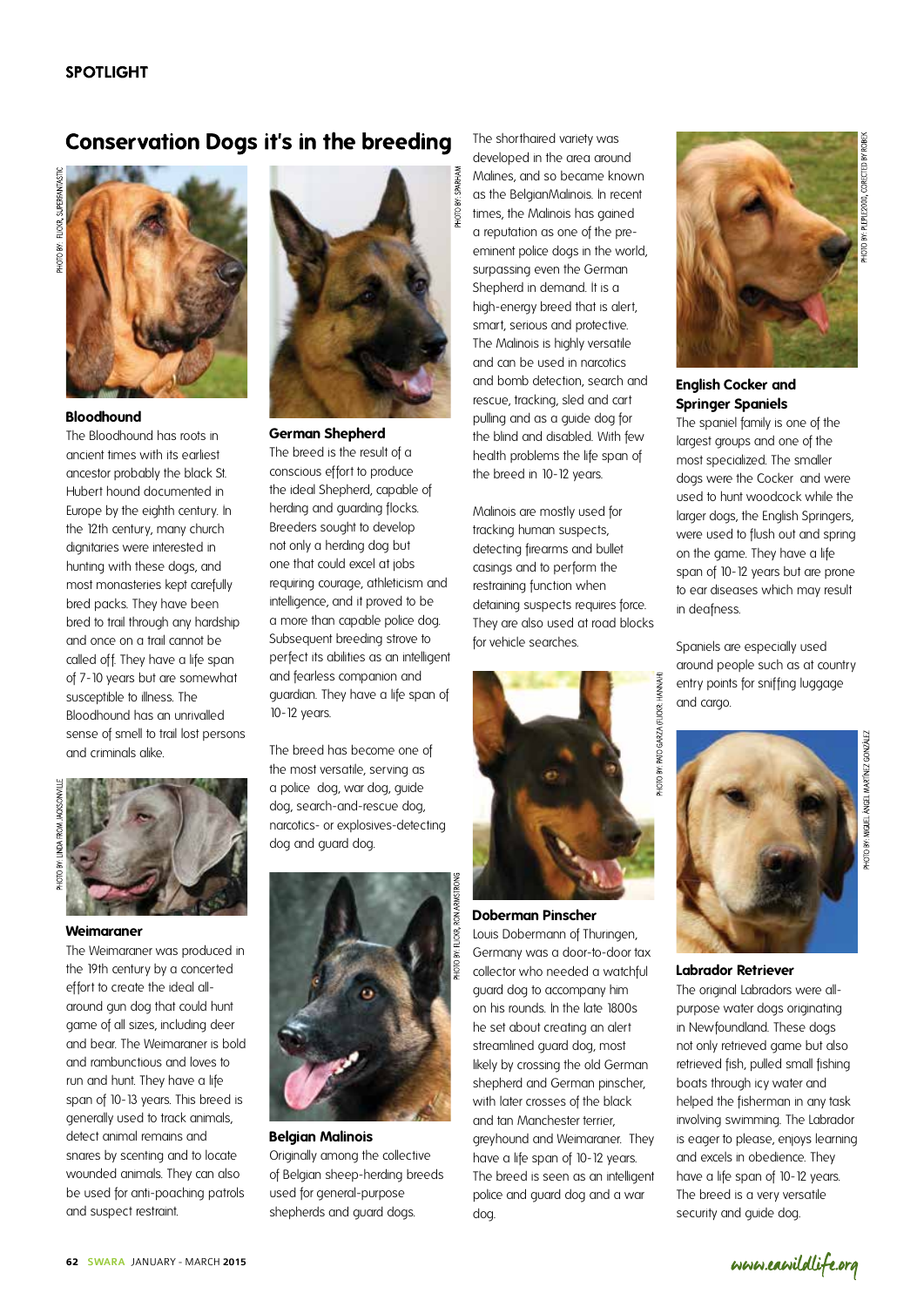## Conservation Dogs it's in the breeding

PHOTO BY: FLICKR, SUPERFANTASTIC

### Bloodhound

The Bloodhound has roots in ancient times with its earliest ancestor probably the black St. Hubert hound documented in Europe by the eighth century. In the 12th century, many church dignitaries were interested in hunting with these dogs, and most monasteries kept carefully bred packs. They have been bred to trail through any hardship and once on a trail cannot be called off. They have a life span of 7-10 years but are somewhat susceptible to illness. The Bloodhound has an unrivalled sense of smell to trail lost persons and criminals alike.

PHOTO BY: LINDA FROM MOSSONVILLE

### Weimaraner

The Weimaraner was produced in the 19th century by a concerted effort to create the ideal all-around gun dog that could hunt game of all sizes, including deer and bear. The Weimaraner is bold and rambunctious and loves to run and hunt. They have a life span of 10-13 years. This breed is generally used to track animals, detect animal remains and snares by scenting and to locate wounded animals. They can also be used for anti-poaching patrols and suspect restraint.

PHOTO BY: SPARHAM

### German Shepherd

The breed is the result of a conscious effort to produce the ideal Shepherd, capable of herding and guarding flocks. Breeders sought to develop not only a herding dog but one that could excel at jobs requiring courage, athleticism and intelligence, and it proved to be a more than capable police dog. Subsequent breeding strove to perfect its abilities as an intelligent and fearless companion and guardian. They have a life span of 10-12 years.

The breed has become one of the most versatile, serving as a police dog, war dog, guide dog, search-and-rescue dog, narcotics- or explosives-detecting dog and guard dog.

PHOTO BY: FLICKR, RON ARMSTRONG

### Belgian Malinois

Originally among the collective of Belgian sheep-herding breeds used for general-purpose shepherds and guard dogs.

The shorthaired variety was developed in the area around Malines, and so became known as the BelgianMalinois. In recent times, the Malinois has gained a reputation as one of the pre-eminent police dogs in the world, surpassing even the German Shepherd in demand. It is a high-energy breed that is alert, smart, serious and protective. The Malinois is highly versatile and can be used in narcotics and bomb detection, search and rescue, tracking, sled and cart pulling and as a guide dog for the blind and disabled. With few health problems the life span of the breed in 10-12 years.

Malinois are mostly used for tracking human suspects, detecting firearms and bullet casings and to perform the restraining function when detaining suspects requires force. They are also used at road blocks for vehicle searches.

PHOTO BY: PATO GARZA (FLICKR: HANNAH)

### Doberman Pinscher

Louis Dobermann of Thuringen, Germany was a door-to-door tax collector who needed a watchful guard dog to accompany him on his rounds. In the late 1800s he set about creating an alert streamlined guard dog, most likely by crossing the old German shepherd and German pinscher, with later crosses of the black and tan Manchester terrier, greyhound and Weimaraner. They have a life span of 10-12 years. The breed is seen as an intelligent police and guard dog and a war dog.

PHOTO BY: PLEPLE2000, CORECTED BY ROBEK

### English Cocker and Springer Spaniels

The spaniel family is one of the largest groups and one of the most specialized. The smaller dogs were the Cocker and were used to hunt woodcock while the larger dogs, the English Springers, were used to flush out and spring on the game. They have a life span of 10-12 years but are prone to ear diseases which may result in deafness.

Spaniels are especially used around people such as at country entry points for sniffing luggage and cargo.

PHOTO BY: MIGUEL ANGEL MARTÍNEZ GONZÁLEZ

### Labrador Retriever

The original Labradors were all-purpose water dogs originating in Newfoundland. These dogs not only retrieved game but also retrieved fish, pulled small fishing boats through icy water and helped the fisherman in any task involving swimming. The Labrador is eager to please, enjoys learning and excels in obedience. They have a life span of 10-12 years. The breed is a very versatile security and guide dog.